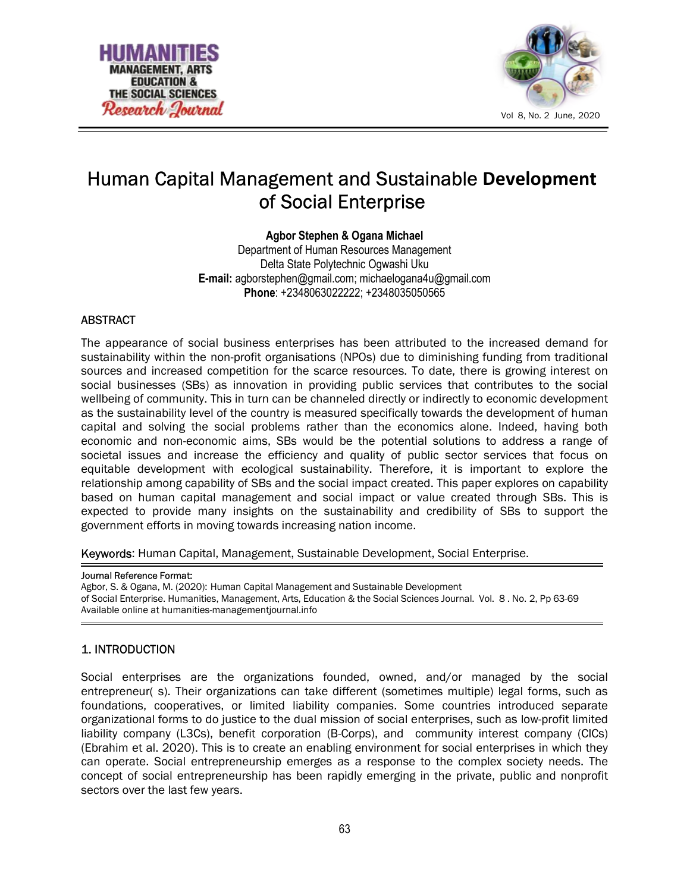# Human Capital Management and Sustainable **Development** of Social Enterprise

**Agbor Stephen & Ogana Michael**
Department of Human Resources Management
Delta State Polytechnic Ogwashi Uku
**E-mail:** agborstephen@gmail.com; michaelogana4u@gmail.com
**Phone**: +2348063022222; +2348035050565

## ABSTRACT

The appearance of social business enterprises has been attributed to the increased demand for sustainability within the non-profit organisations (NPOs) due to diminishing funding from traditional sources and increased competition for the scarce resources. To date, there is growing interest on social businesses (SBs) as innovation in providing public services that contributes to the social wellbeing of community. This in turn can be channeled directly or indirectly to economic development as the sustainability level of the country is measured specifically towards the development of human capital and solving the social problems rather than the economics alone. Indeed, having both economic and non-economic aims, SBs would be the potential solutions to address a range of societal issues and increase the efficiency and quality of public sector services that focus on equitable development with ecological sustainability. Therefore, it is important to explore the relationship among capability of SBs and the social impact created. This paper explores on capability based on human capital management and social impact or value created through SBs. This is expected to provide many insights on the sustainability and credibility of SBs to support the government efforts in moving towards increasing nation income.

**Keywords**: Human Capital, Management, Sustainable Development, Social Enterprise.

**Journal Reference Format:**
Agbor, S. & Ogana, M. (2020): Human Capital Management and Sustainable Development of Social Enterprise. Humanities, Management, Arts, Education & the Social Sciences Journal. Vol. 8 . No. 2, Pp 63-69
Available online at humanities-managementjournal.info

## 1. INTRODUCTION

Social enterprises are the organizations founded, owned, and/or managed by the social entrepreneur( s). Their organizations can take different (sometimes multiple) legal forms, such as foundations, cooperatives, or limited liability companies. Some countries introduced separate organizational forms to do justice to the dual mission of social enterprises, such as low-profit limited liability company (L3Cs), benefit corporation (B-Corps), and community interest company (CICs) (Ebrahim et al. 2020). This is to create an enabling environment for social enterprises in which they can operate. Social entrepreneurship emerges as a response to the complex society needs. The concept of social entrepreneurship has been rapidly emerging in the private, public and nonprofit sectors over the last few years.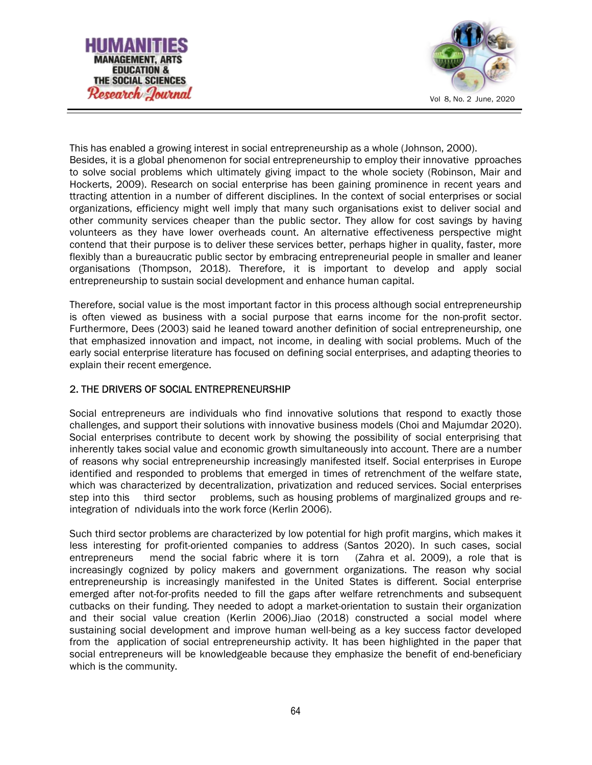This has enabled a growing interest in social entrepreneurship as a whole (Johnson, 2000). Besides, it is a global phenomenon for social entrepreneurship to employ their innovative pproaches to solve social problems which ultimately giving impact to the whole society (Robinson, Mair and Hockerts, 2009). Research on social enterprise has been gaining prominence in recent years and ttracting attention in a number of different disciplines. In the context of social enterprises or social organizations, efficiency might well imply that many such organisations exist to deliver social and other community services cheaper than the public sector. They allow for cost savings by having volunteers as they have lower overheads count. An alternative effectiveness perspective might contend that their purpose is to deliver these services better, perhaps higher in quality, faster, more flexibly than a bureaucratic public sector by embracing entrepreneurial people in smaller and leaner organisations (Thompson, 2018). Therefore, it is important to develop and apply social entrepreneurship to sustain social development and enhance human capital.

Therefore, social value is the most important factor in this process although social entrepreneurship is often viewed as business with a social purpose that earns income for the non-profit sector. Furthermore, Dees (2003) said he leaned toward another definition of social entrepreneurship, one that emphasized innovation and impact, not income, in dealing with social problems. Much of the early social enterprise literature has focused on defining social enterprises, and adapting theories to explain their recent emergence.

## 2. THE DRIVERS OF SOCIAL ENTREPRENEURSHIP

Social entrepreneurs are individuals who find innovative solutions that respond to exactly those challenges, and support their solutions with innovative business models (Choi and Majumdar 2020). Social enterprises contribute to decent work by showing the possibility of social enterprising that inherently takes social value and economic growth simultaneously into account. There are a number of reasons why social entrepreneurship increasingly manifested itself. Social enterprises in Europe identified and responded to problems that emerged in times of retrenchment of the welfare state, which was characterized by decentralization, privatization and reduced services. Social enterprises step into this third sector problems, such as housing problems of marginalized groups and re-integration of ndividuals into the work force (Kerlin 2006).

Such third sector problems are characterized by low potential for high profit margins, which makes it less interesting for profit-oriented companies to address (Santos 2020). In such cases, social entrepreneurs mend the social fabric where it is torn (Zahra et al. 2009), a role that is increasingly cognized by policy makers and government organizations. The reason why social entrepreneurship is increasingly manifested in the United States is different. Social enterprise emerged after not-for-profits needed to fill the gaps after welfare retrenchments and subsequent cutbacks on their funding. They needed to adopt a market-orientation to sustain their organization and their social value creation (Kerlin 2006).Jiao (2018) constructed a social model where sustaining social development and improve human well-being as a key success factor developed from the application of social entrepreneurship activity. It has been highlighted in the paper that social entrepreneurs will be knowledgeable because they emphasize the benefit of end-beneficiary which is the community.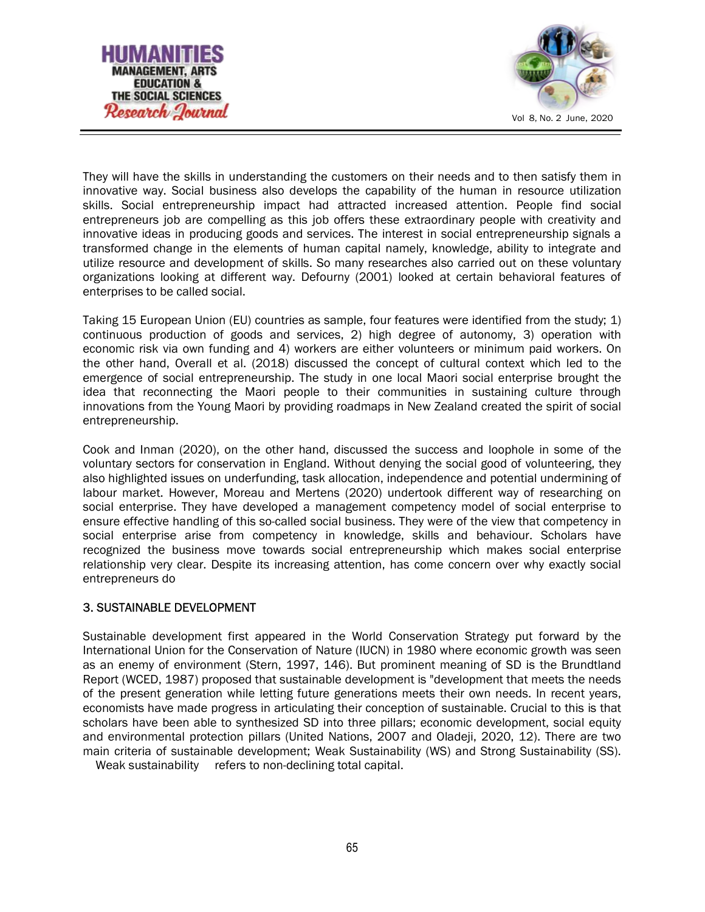They will have the skills in understanding the customers on their needs and to then satisfy them in innovative way. Social business also develops the capability of the human in resource utilization skills. Social entrepreneurship impact had attracted increased attention. People find social entrepreneurs job are compelling as this job offers these extraordinary people with creativity and innovative ideas in producing goods and services. The interest in social entrepreneurship signals a transformed change in the elements of human capital namely, knowledge, ability to integrate and utilize resource and development of skills. So many researches also carried out on these voluntary organizations looking at different way. Defourny (2001) looked at certain behavioral features of enterprises to be called social.

Taking 15 European Union (EU) countries as sample, four features were identified from the study; 1) continuous production of goods and services, 2) high degree of autonomy, 3) operation with economic risk via own funding and 4) workers are either volunteers or minimum paid workers. On the other hand, Overall et al. (2018) discussed the concept of cultural context which led to the emergence of social entrepreneurship. The study in one local Maori social enterprise brought the idea that reconnecting the Maori people to their communities in sustaining culture through innovations from the Young Maori by providing roadmaps in New Zealand created the spirit of social entrepreneurship.

Cook and Inman (2020), on the other hand, discussed the success and loophole in some of the voluntary sectors for conservation in England. Without denying the social good of volunteering, they also highlighted issues on underfunding, task allocation, independence and potential undermining of labour market. However, Moreau and Mertens (2020) undertook different way of researching on social enterprise. They have developed a management competency model of social enterprise to ensure effective handling of this so-called social business. They were of the view that competency in social enterprise arise from competency in knowledge, skills and behaviour. Scholars have recognized the business move towards social entrepreneurship which makes social enterprise relationship very clear. Despite its increasing attention, has come concern over why exactly social entrepreneurs do

## 3. SUSTAINABLE DEVELOPMENT

Sustainable development first appeared in the World Conservation Strategy put forward by the International Union for the Conservation of Nature (IUCN) in 1980 where economic growth was seen as an enemy of environment (Stern, 1997, 146). But prominent meaning of SD is the Brundtland Report (WCED, 1987) proposed that sustainable development is "development that meets the needs of the present generation while letting future generations meets their own needs. In recent years, economists have made progress in articulating their conception of sustainable. Crucial to this is that scholars have been able to synthesized SD into three pillars; economic development, social equity and environmental protection pillars (United Nations, 2007 and Oladeji, 2020, 12). There are two main criteria of sustainable development; Weak Sustainability (WS) and Strong Sustainability (SS). Weak sustainability refers to non-declining total capital.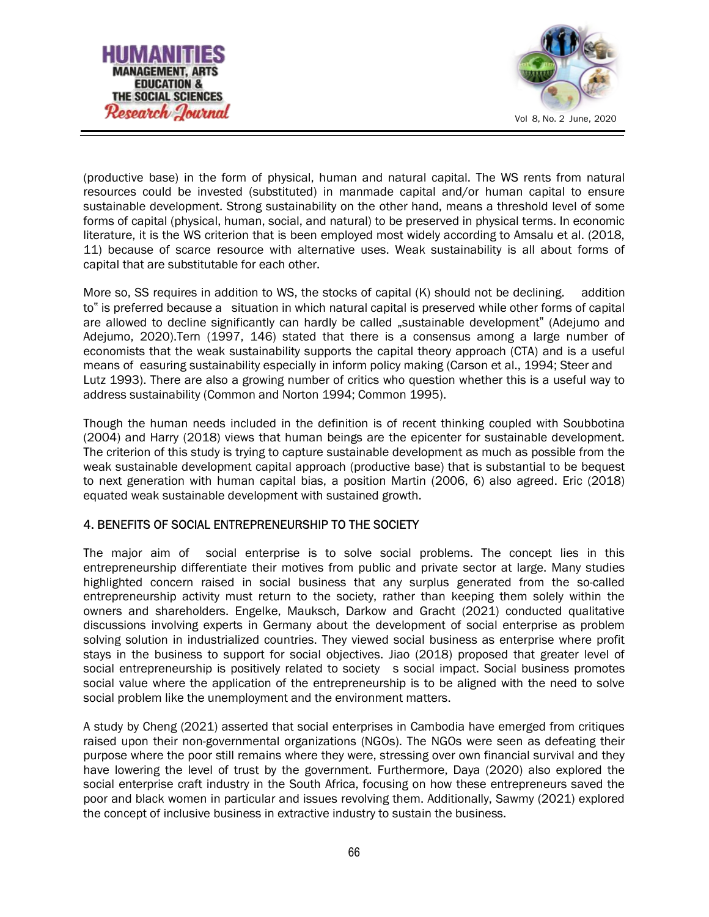(productive base) in the form of physical, human and natural capital. The WS rents from natural resources could be invested (substituted) in manmade capital and/or human capital to ensure sustainable development. Strong sustainability on the other hand, means a threshold level of some forms of capital (physical, human, social, and natural) to be preserved in physical terms. In economic literature, it is the WS criterion that is been employed most widely according to Amsalu et al. (2018, 11) because of scarce resource with alternative uses. Weak sustainability is all about forms of capital that are substitutable for each other.

More so, SS requires in addition to WS, the stocks of capital (K) should not be declining. addition to" is preferred because a situation in which natural capital is preserved while other forms of capital are allowed to decline significantly can hardly be called „sustainable development" (Adejumo and Adejumo, 2020).Tern (1997, 146) stated that there is a consensus among a large number of economists that the weak sustainability supports the capital theory approach (CTA) and is a useful means of easuring sustainability especially in inform policy making (Carson et al., 1994; Steer and Lutz 1993). There are also a growing number of critics who question whether this is a useful way to address sustainability (Common and Norton 1994; Common 1995).

Though the human needs included in the definition is of recent thinking coupled with Soubbotina (2004) and Harry (2018) views that human beings are the epicenter for sustainable development. The criterion of this study is trying to capture sustainable development as much as possible from the weak sustainable development capital approach (productive base) that is substantial to be bequest to next generation with human capital bias, a position Martin (2006, 6) also agreed. Eric (2018) equated weak sustainable development with sustained growth.

## 4. BENEFITS OF SOCIAL ENTREPRENEURSHIP TO THE SOCIETY

The major aim of social enterprise is to solve social problems. The concept lies in this entrepreneurship differentiate their motives from public and private sector at large. Many studies highlighted concern raised in social business that any surplus generated from the so-called entrepreneurship activity must return to the society, rather than keeping them solely within the owners and shareholders. Engelke, Mauksch, Darkow and Gracht (2021) conducted qualitative discussions involving experts in Germany about the development of social enterprise as problem solving solution in industrialized countries. They viewed social business as enterprise where profit stays in the business to support for social objectives. Jiao (2018) proposed that greater level of social entrepreneurship is positively related to society s social impact. Social business promotes social value where the application of the entrepreneurship is to be aligned with the need to solve social problem like the unemployment and the environment matters.

A study by Cheng (2021) asserted that social enterprises in Cambodia have emerged from critiques raised upon their non-governmental organizations (NGOs). The NGOs were seen as defeating their purpose where the poor still remains where they were, stressing over own financial survival and they have lowering the level of trust by the government. Furthermore, Daya (2020) also explored the social enterprise craft industry in the South Africa, focusing on how these entrepreneurs saved the poor and black women in particular and issues revolving them. Additionally, Sawmy (2021) explored the concept of inclusive business in extractive industry to sustain the business.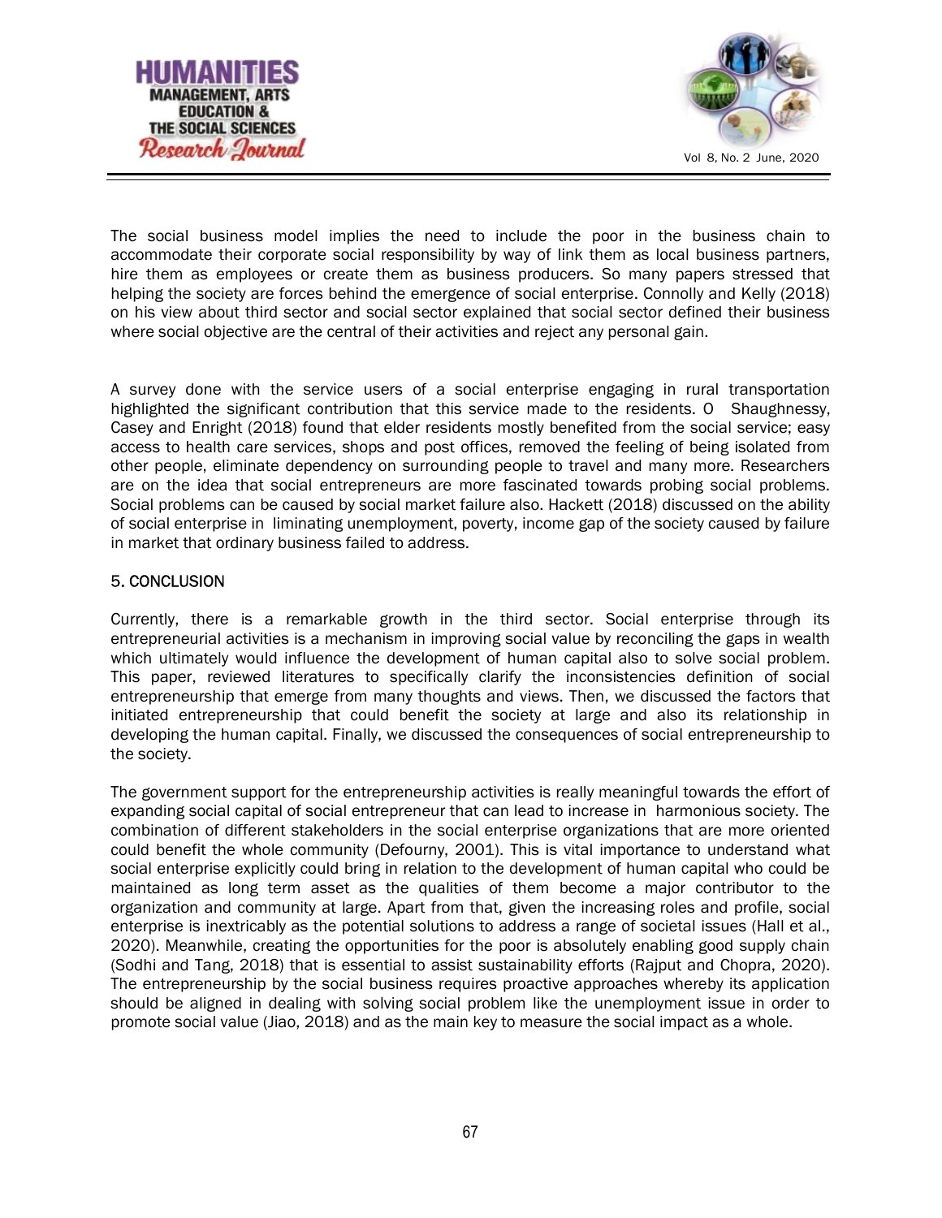The social business model implies the need to include the poor in the business chain to accommodate their corporate social responsibility by way of link them as local business partners, hire them as employees or create them as business producers. So many papers stressed that helping the society are forces behind the emergence of social enterprise. Connolly and Kelly (2018) on his view about third sector and social sector explained that social sector defined their business where social objective are the central of their activities and reject any personal gain.

A survey done with the service users of a social enterprise engaging in rural transportation highlighted the significant contribution that this service made to the residents. O Shaughnessy, Casey and Enright (2018) found that elder residents mostly benefited from the social service; easy access to health care services, shops and post offices, removed the feeling of being isolated from other people, eliminate dependency on surrounding people to travel and many more. Researchers are on the idea that social entrepreneurs are more fascinated towards probing social problems. Social problems can be caused by social market failure also. Hackett (2018) discussed on the ability of social enterprise in liminating unemployment, poverty, income gap of the society caused by failure in market that ordinary business failed to address.

## 5. CONCLUSION

Currently, there is a remarkable growth in the third sector. Social enterprise through its entrepreneurial activities is a mechanism in improving social value by reconciling the gaps in wealth which ultimately would influence the development of human capital also to solve social problem. This paper, reviewed literatures to specifically clarify the inconsistencies definition of social entrepreneurship that emerge from many thoughts and views. Then, we discussed the factors that initiated entrepreneurship that could benefit the society at large and also its relationship in developing the human capital. Finally, we discussed the consequences of social entrepreneurship to the society.

The government support for the entrepreneurship activities is really meaningful towards the effort of expanding social capital of social entrepreneur that can lead to increase in harmonious society. The combination of different stakeholders in the social enterprise organizations that are more oriented could benefit the whole community (Defourny, 2001). This is vital importance to understand what social enterprise explicitly could bring in relation to the development of human capital who could be maintained as long term asset as the qualities of them become a major contributor to the organization and community at large. Apart from that, given the increasing roles and profile, social enterprise is inextricably as the potential solutions to address a range of societal issues (Hall et al., 2020). Meanwhile, creating the opportunities for the poor is absolutely enabling good supply chain (Sodhi and Tang, 2018) that is essential to assist sustainability efforts (Rajput and Chopra, 2020). The entrepreneurship by the social business requires proactive approaches whereby its application should be aligned in dealing with solving social problem like the unemployment issue in order to promote social value (Jiao, 2018) and as the main key to measure the social impact as a whole.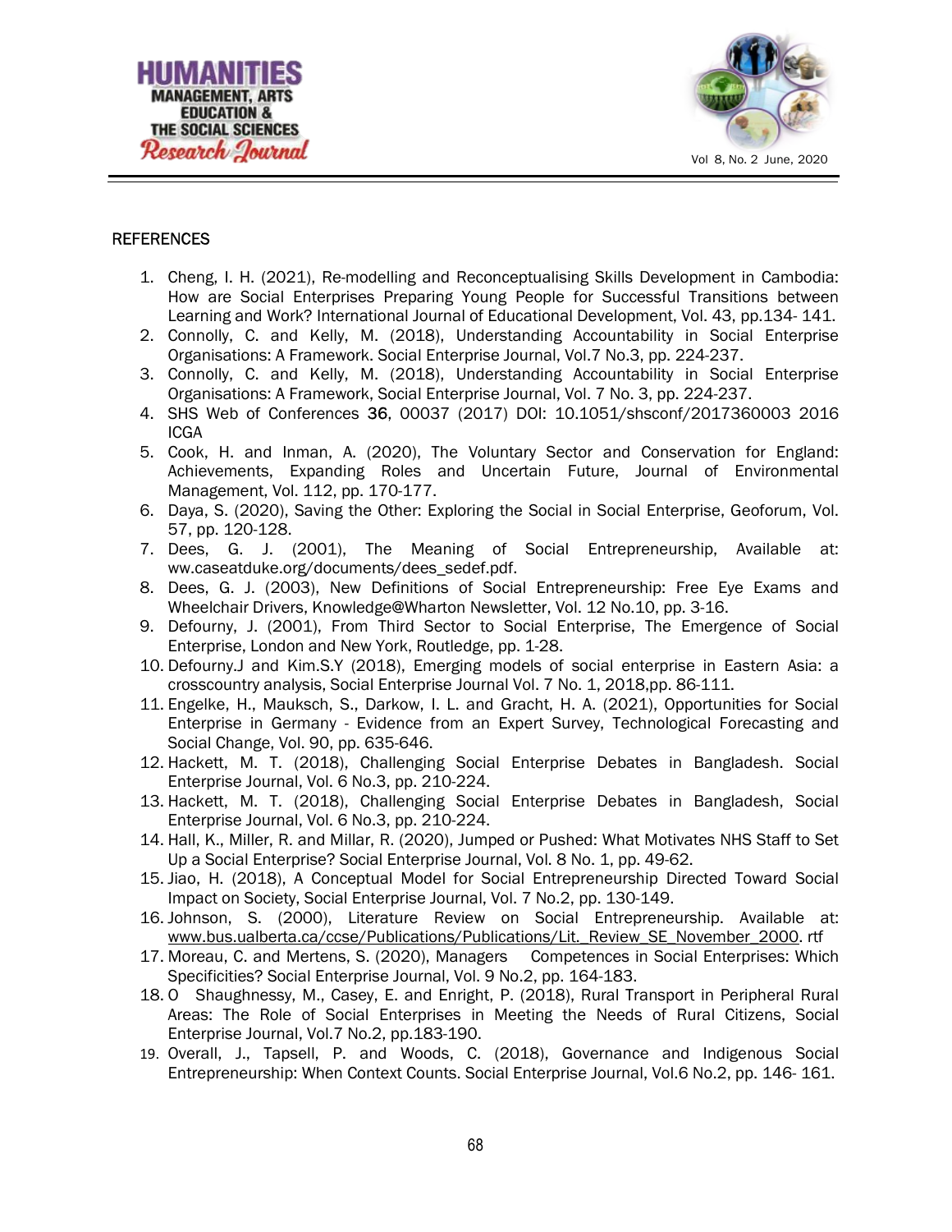## REFERENCES

1. Cheng, I. H. (2021), Re-modelling and Reconceptualising Skills Development in Cambodia: How are Social Enterprises Preparing Young People for Successful Transitions between Learning and Work? International Journal of Educational Development, Vol. 43, pp.134- 141.
2. Connolly, C. and Kelly, M. (2018), Understanding Accountability in Social Enterprise Organisations: A Framework. Social Enterprise Journal, Vol.7 No.3, pp. 224-237.
3. Connolly, C. and Kelly, M. (2018), Understanding Accountability in Social Enterprise Organisations: A Framework, Social Enterprise Journal, Vol. 7 No. 3, pp. 224-237.
4. SHS Web of Conferences **36**, 00037 (2017) DOI: 10.1051/shsconf/2017360003 2016 ICGA
5. Cook, H. and Inman, A. (2020), The Voluntary Sector and Conservation for England: Achievements, Expanding Roles and Uncertain Future, Journal of Environmental Management, Vol. 112, pp. 170-177.
6. Daya, S. (2020), Saving the Other: Exploring the Social in Social Enterprise, Geoforum, Vol. 57, pp. 120-128.
7. Dees, G. J. (2001), The Meaning of Social Entrepreneurship, Available at: ww.caseatduke.org/documents/dees_sedef.pdf.
8. Dees, G. J. (2003), New Definitions of Social Entrepreneurship: Free Eye Exams and Wheelchair Drivers, Knowledge@Wharton Newsletter, Vol. 12 No.10, pp. 3-16.
9. Defourny, J. (2001), From Third Sector to Social Enterprise, The Emergence of Social Enterprise, London and New York, Routledge, pp. 1-28.
10. Defourny.J and Kim.S.Y (2018), Emerging models of social enterprise in Eastern Asia: a crosscountry analysis, Social Enterprise Journal Vol. 7 No. 1, 2018,pp. 86-111.
11. Engelke, H., Mauksch, S., Darkow, I. L. and Gracht, H. A. (2021), Opportunities for Social Enterprise in Germany - Evidence from an Expert Survey, Technological Forecasting and Social Change, Vol. 90, pp. 635-646.
12. Hackett, M. T. (2018), Challenging Social Enterprise Debates in Bangladesh. Social Enterprise Journal, Vol. 6 No.3, pp. 210-224.
13. Hackett, M. T. (2018), Challenging Social Enterprise Debates in Bangladesh, Social Enterprise Journal, Vol. 6 No.3, pp. 210-224.
14. Hall, K., Miller, R. and Millar, R. (2020), Jumped or Pushed: What Motivates NHS Staff to Set Up a Social Enterprise? Social Enterprise Journal, Vol. 8 No. 1, pp. 49-62.
15. Jiao, H. (2018), A Conceptual Model for Social Entrepreneurship Directed Toward Social Impact on Society, Social Enterprise Journal, Vol. 7 No.2, pp. 130-149.
16. Johnson, S. (2000), Literature Review on Social Entrepreneurship. Available at: www.bus.ualberta.ca/ccse/Publications/Publications/Lit._Review_SE_November_2000. rtf
17. Moreau, C. and Mertens, S. (2020), Managers Competences in Social Enterprises: Which Specificities? Social Enterprise Journal, Vol. 9 No.2, pp. 164-183.
18. O Shaughnessy, M., Casey, E. and Enright, P. (2018), Rural Transport in Peripheral Rural Areas: The Role of Social Enterprises in Meeting the Needs of Rural Citizens, Social Enterprise Journal, Vol.7 No.2, pp.183-190.
19. Overall, J., Tapsell, P. and Woods, C. (2018), Governance and Indigenous Social Entrepreneurship: When Context Counts. Social Enterprise Journal, Vol.6 No.2, pp. 146- 161.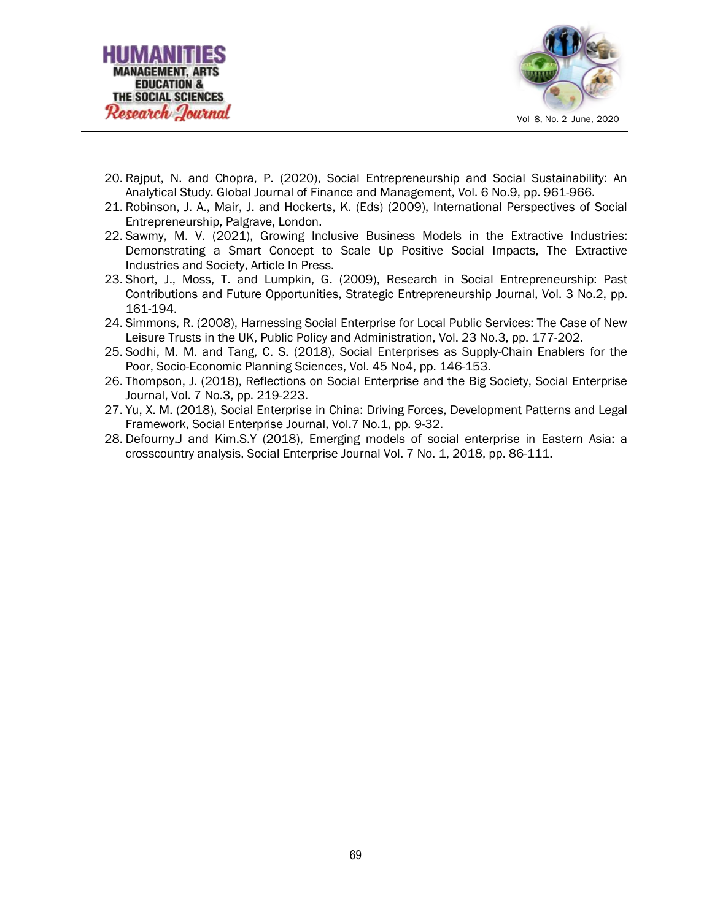20. Rajput, N. and Chopra, P. (2020), Social Entrepreneurship and Social Sustainability: An Analytical Study. Global Journal of Finance and Management, Vol. 6 No.9, pp. 961-966.
21. Robinson, J. A., Mair, J. and Hockerts, K. (Eds) (2009), International Perspectives of Social Entrepreneurship, Palgrave, London.
22. Sawmy, M. V. (2021), Growing Inclusive Business Models in the Extractive Industries: Demonstrating a Smart Concept to Scale Up Positive Social Impacts, The Extractive Industries and Society, Article In Press.
23. Short, J., Moss, T. and Lumpkin, G. (2009), Research in Social Entrepreneurship: Past Contributions and Future Opportunities, Strategic Entrepreneurship Journal, Vol. 3 No.2, pp. 161-194.
24. Simmons, R. (2008), Harnessing Social Enterprise for Local Public Services: The Case of New Leisure Trusts in the UK, Public Policy and Administration, Vol. 23 No.3, pp. 177-202.
25. Sodhi, M. M. and Tang, C. S. (2018), Social Enterprises as Supply-Chain Enablers for the Poor, Socio-Economic Planning Sciences, Vol. 45 No4, pp. 146-153.
26. Thompson, J. (2018), Reflections on Social Enterprise and the Big Society, Social Enterprise Journal, Vol. 7 No.3, pp. 219-223.
27. Yu, X. M. (2018), Social Enterprise in China: Driving Forces, Development Patterns and Legal Framework, Social Enterprise Journal, Vol.7 No.1, pp. 9-32.
28. Defourny.J and Kim.S.Y (2018), Emerging models of social enterprise in Eastern Asia: a crosscountry analysis, Social Enterprise Journal Vol. 7 No. 1, 2018, pp. 86-111.